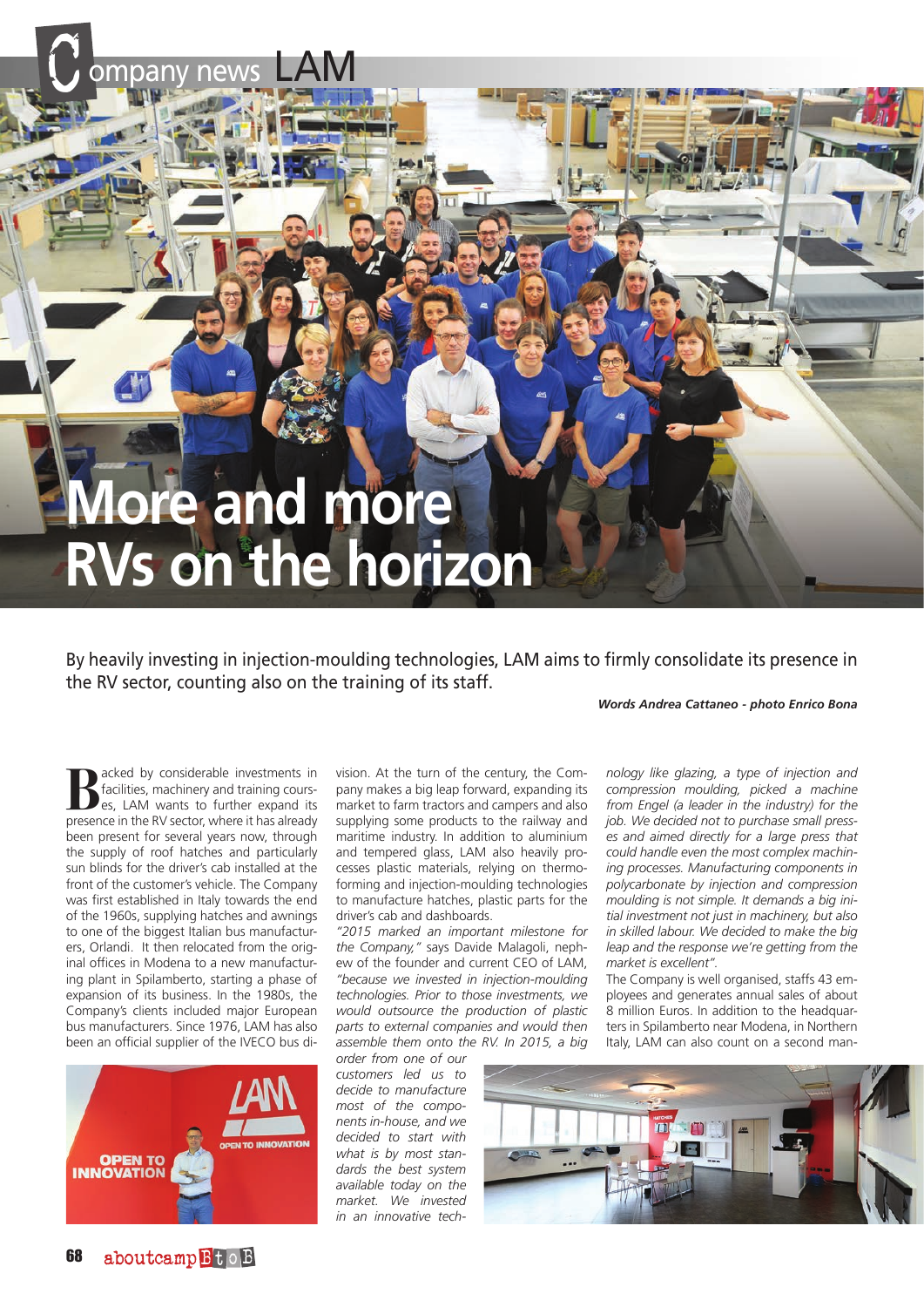Company news LAM

# More and more RVs on the horizon

By heavily investing in injection-moulding technologies, LAM aims to firmly consolidate its presence in the RV sector, counting also on the training of its staff.

***Words Andrea Cattaneo - photo Enrico Bona***

Backed by considerable investments in facilities, machinery and training courses, LAM wants to further expand its presence in the RV sector, where it has already been present for several years now, through the supply of roof hatches and particularly sun blinds for the driver's cab installed at the front of the customer's vehicle. The Company was first established in Italy towards the end of the 1960s, supplying hatches and awnings to one of the biggest Italian bus manufacturers, Orlandi. It then relocated from the original offices in Modena to a new manufacturing plant in Spilamberto, starting a phase of expansion of its business. In the 1980s, the Company's clients included major European bus manufacturers. Since 1976, LAM has also been an official supplier of the IVECO bus division. At the turn of the century, the Company makes a big leap forward, expanding its market to farm tractors and campers and also supplying some products to the railway and maritime industry. In addition to aluminium and tempered glass, LAM also heavily processes plastic materials, relying on thermoforming and injection-moulding technologies to manufacture hatches, plastic parts for the driver's cab and dashboards.

*"2015 marked an important milestone for the Company,"* says Davide Malagoli, nephew of the founder and current CEO of LAM, *"because we invested in injection-moulding technologies. Prior to those investments, we would outsource the production of plastic parts to external companies and would then assemble them onto the RV. In 2015, a big order from one of our customers led us to decide to manufacture most of the components in-house, and we decided to start with what is by most standards the best system available today on the market. We invested in an innovative technology like glazing, a type of injection and compression moulding, picked a machine from Engel (a leader in the industry) for the job. We decided not to purchase small presses and aimed directly for a large press that could handle even the most complex machining processes. Manufacturing components in polycarbonate by injection and compression moulding is not simple. It demands a big initial investment not just in machinery, but also in skilled labour. We decided to make the big leap and the response we're getting from the market is excellent".*

The Company is well organised, staffs 43 employees and generates annual sales of about 8 million Euros. In addition to the headquarters in Spilamberto near Modena, in Northern Italy, LAM can also count on a second man-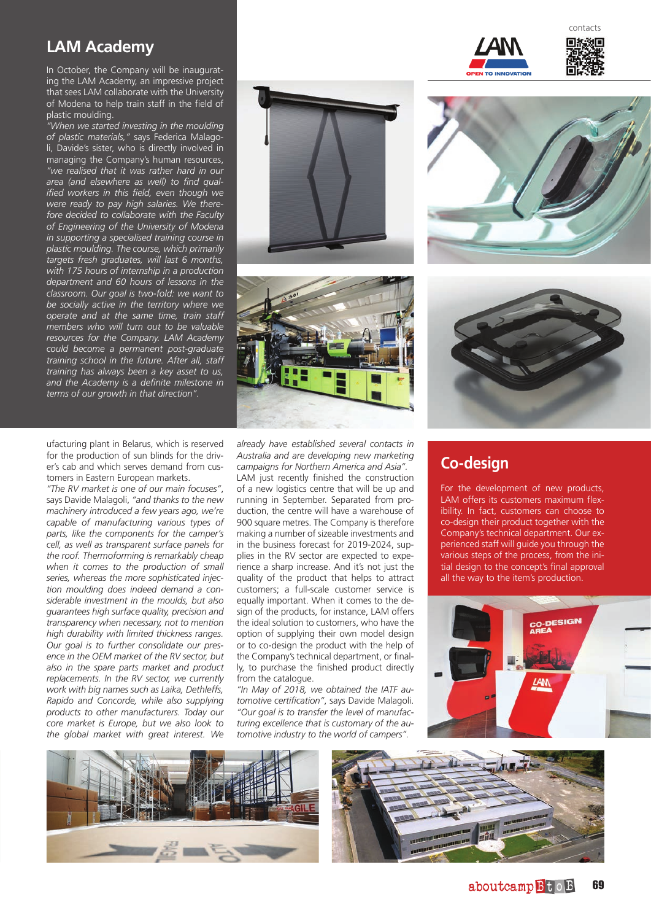## LAM Academy

In October, the Company will be inaugurating the LAM Academy, an impressive project that sees LAM collaborate with the University of Modena to help train staff in the field of plastic moulding.

*"When we started investing in the moulding of plastic materials,"* says Federica Malagoli, Davide's sister, who is directly involved in managing the Company's human resources, *"we realised that it was rather hard in our area (and elsewhere as well) to find qualified workers in this field, even though we were ready to pay high salaries. We therefore decided to collaborate with the Faculty of Engineering of the University of Modena in supporting a specialised training course in plastic moulding. The course, which primarily targets fresh graduates, will last 6 months, with 175 hours of internship in a production department and 60 hours of lessons in the classroom. Our goal is two-fold: we want to be socially active in the territory where we operate and at the same time, train staff members who will turn out to be valuable resources for the Company. LAM Academy could become a permanent post-graduate training school in the future. After all, staff training has always been a key asset to us, and the Academy is a definite milestone in terms of our growth in that direction".*

contacts

ufacturing plant in Belarus, which is reserved for the production of sun blinds for the driver's cab and which serves demand from customers in Eastern European markets.

*"The RV market is one of our main focuses"*, says Davide Malagoli, *"and thanks to the new machinery introduced a few years ago, we're capable of manufacturing various types of parts, like the components for the camper's cell, as well as transparent surface panels for the roof. Thermoforming is remarkably cheap when it comes to the production of small series, whereas the more sophisticated injection moulding does indeed demand a considerable investment in the moulds, but also guarantees high surface quality, precision and transparency when necessary, not to mention high durability with limited thickness ranges. Our goal is to further consolidate our presence in the OEM market of the RV sector, but also in the spare parts market and product replacements. In the RV sector, we currently work with big names such as Laika, Dethleffs, Rapido and Concorde, while also supplying products to other manufacturers. Today our core market is Europe, but we also look to the global market with great interest. We already have established several contacts in Australia and are developing new marketing campaigns for Northern America and Asia".*

LAM just recently finished the construction of a new logistics centre that will be up and running in September. Separated from production, the centre will have a warehouse of 900 square metres. The Company is therefore making a number of sizeable investments and in the business forecast for 2019-2024, supplies in the RV sector are expected to experience a sharp increase. And it's not just the quality of the product that helps to attract customers; a full-scale customer service is equally important. When it comes to the design of the products, for instance, LAM offers the ideal solution to customers, who have the option of supplying their own model design or to co-design the product with the help of the Company's technical department, or finally, to purchase the finished product directly from the catalogue.

*"In May of 2018, we obtained the IATF automotive certification"*, says Davide Malagoli. *"Our goal is to transfer the level of manufacturing excellence that is customary of the automotive industry to the world of campers".*

## Co-design

For the development of new products, LAM offers its customers maximum flexibility. In fact, customers can choose to co-design their product together with the Company's technical department. Our experienced staff will guide you through the various steps of the process, from the initial design to the concept's final approval all the way to the item's production.